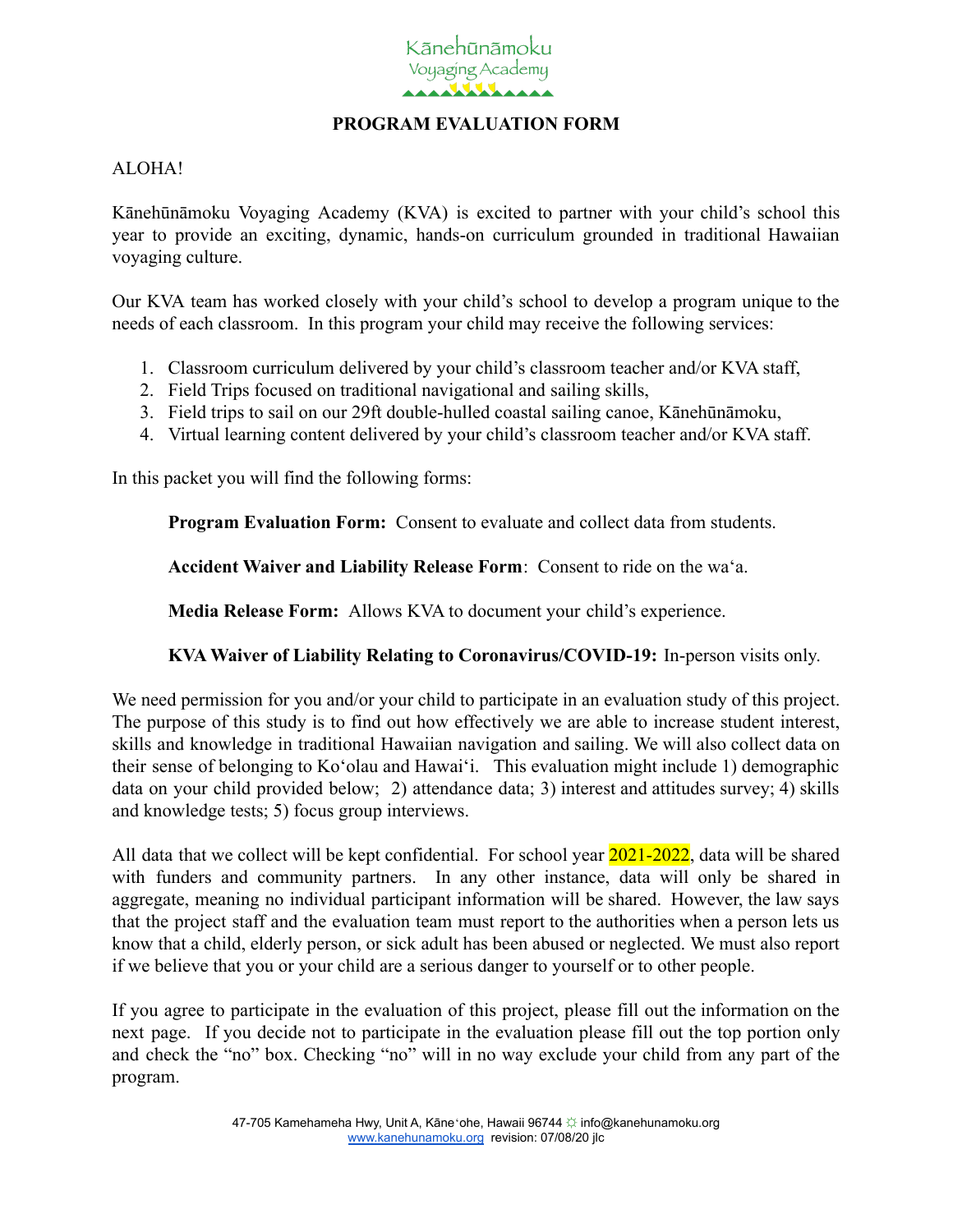Kānehūnāmoku
Voyaging Academy

# PROGRAM EVALUATION FORM

ALOHA!

Kānehūnāmoku Voyaging Academy (KVA) is excited to partner with your child's school this year to provide an exciting, dynamic, hands-on curriculum grounded in traditional Hawaiian voyaging culture.

Our KVA team has worked closely with your child's school to develop a program unique to the needs of each classroom. In this program your child may receive the following services:

1. Classroom curriculum delivered by your child's classroom teacher and/or KVA staff,
2. Field Trips focused on traditional navigational and sailing skills,
3. Field trips to sail on our 29ft double-hulled coastal sailing canoe, Kānehūnāmoku,
4. Virtual learning content delivered by your child's classroom teacher and/or KVA staff.

In this packet you will find the following forms:

**Program Evaluation Form:** Consent to evaluate and collect data from students.

**Accident Waiver and Liability Release Form**: Consent to ride on the wa'a.

**Media Release Form:** Allows KVA to document your child's experience.

**KVA Waiver of Liability Relating to Coronavirus/COVID-19:** In-person visits only.

We need permission for you and/or your child to participate in an evaluation study of this project. The purpose of this study is to find out how effectively we are able to increase student interest, skills and knowledge in traditional Hawaiian navigation and sailing. We will also collect data on their sense of belonging to Ko'olau and Hawai'i. This evaluation might include 1) demographic data on your child provided below; 2) attendance data; 3) interest and attitudes survey; 4) skills and knowledge tests; 5) focus group interviews.

All data that we collect will be kept confidential. For school year 2021-2022, data will be shared with funders and community partners. In any other instance, data will only be shared in aggregate, meaning no individual participant information will be shared. However, the law says that the project staff and the evaluation team must report to the authorities when a person lets us know that a child, elderly person, or sick adult has been abused or neglected. We must also report if we believe that you or your child are a serious danger to yourself or to other people.

If you agree to participate in the evaluation of this project, please fill out the information on the next page. If you decide not to participate in the evaluation please fill out the top portion only and check the "no" box. Checking "no" will in no way exclude your child from any part of the program.

47-705 Kamehameha Hwy, Unit A, Kāne'ohe, Hawaii 96744 ☼ info@kanehunamoku.org
www.kanehunamoku.org revision: 07/08/20 jlc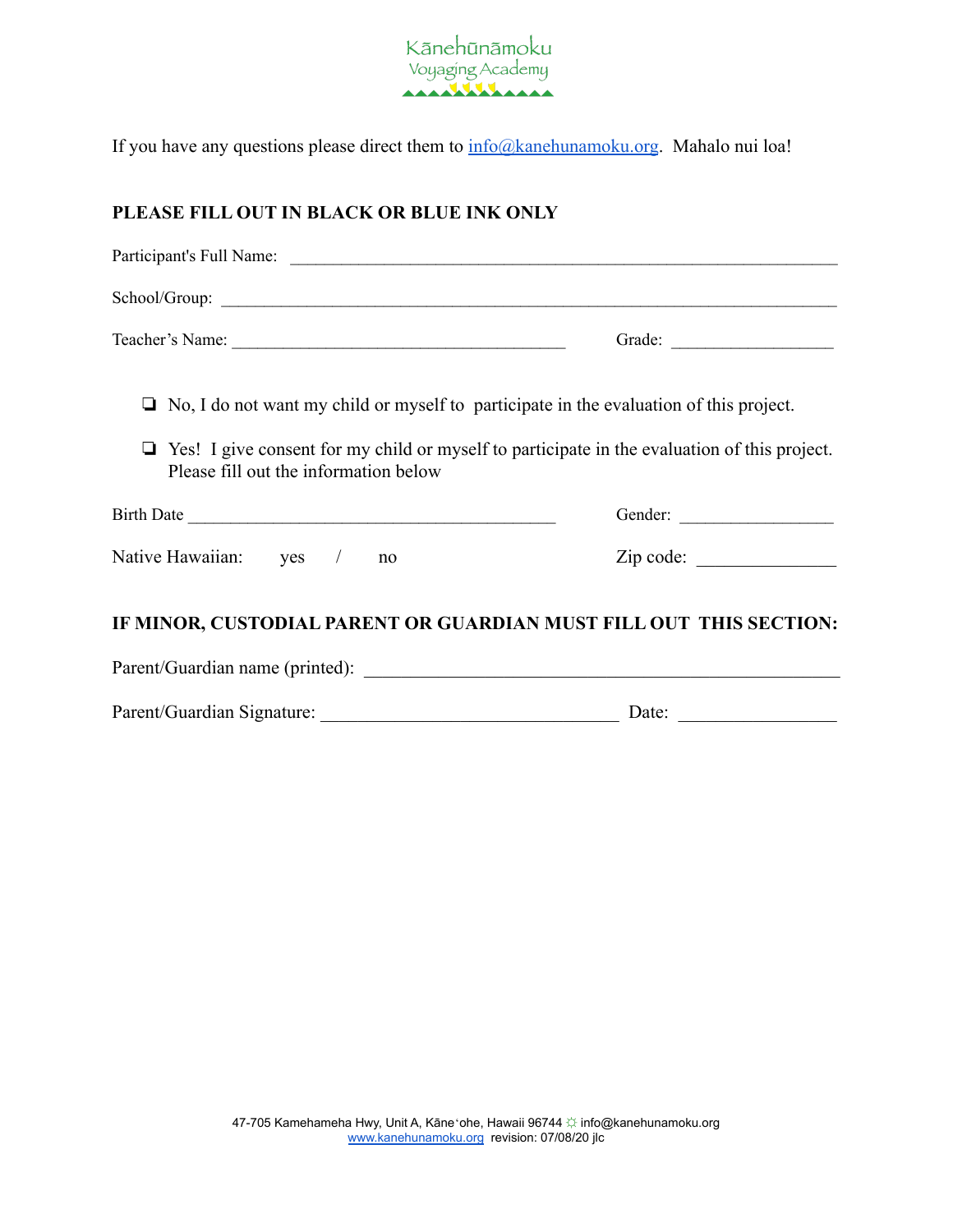Kānehūnāmoku
Voyaging Academy

If you have any questions please direct them to info@kanehunamoku.org. Mahalo nui loa!

**PLEASE FILL OUT IN BLACK OR BLUE INK ONLY**

Participant's Full Name: ____________________________________________________________

School/Group: ____________________________________________________________________

Teacher's Name: ____________________________________ Grade: __________________

- ❏ No, I do not want my child or myself to participate in the evaluation of this project.
- ❏ Yes! I give consent for my child or myself to participate in the evaluation of this project. Please fill out the information below

Birth Date ________________________________________ Gender: _________________

Native Hawaiian: yes / no Zip code: _______________

**IF MINOR, CUSTODIAL PARENT OR GUARDIAN MUST FILL OUT THIS SECTION:**

Parent/Guardian name (printed): _____________________________________________________

Parent/Guardian Signature: ________________________________ Date: ________________

47-705 Kamehameha Hwy, Unit A, Kāneʻohe, Hawaii 96744 ☼ info@kanehunamoku.org
www.kanehunamoku.org revision: 07/08/20 jlc